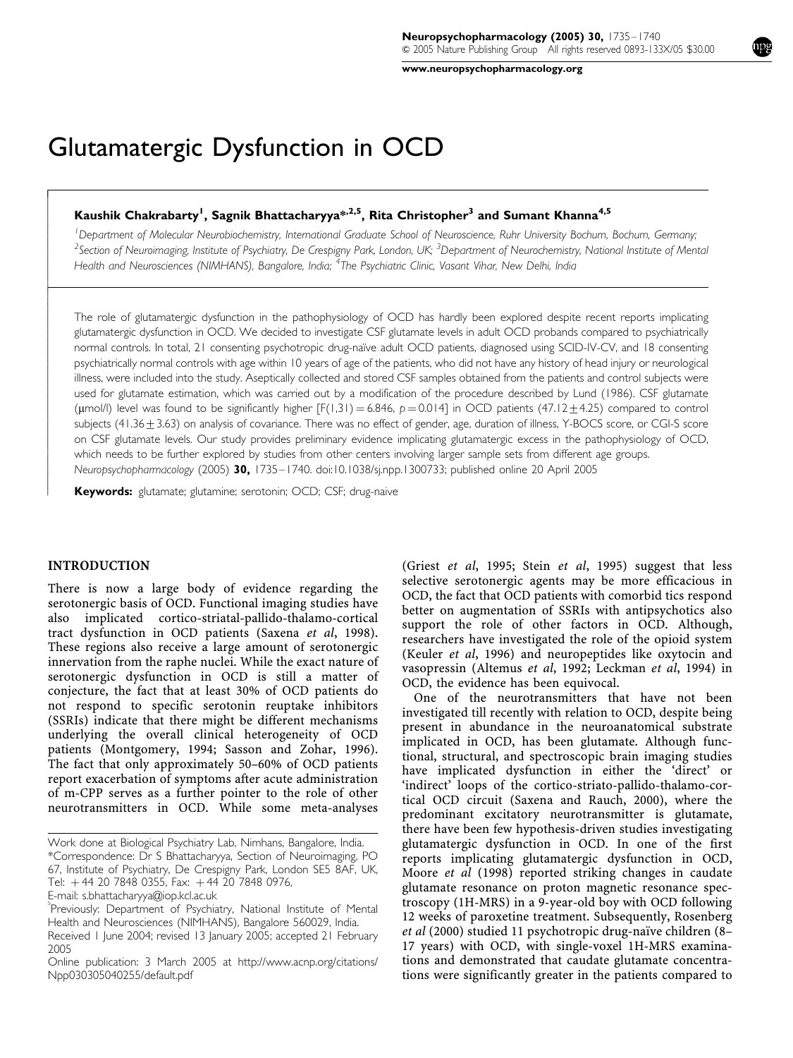# Glutamatergic Dysfunction in OCD

**Kaushik Chakrabarty[1], Sagnik Bhattacharyya*[,2,5], Rita Christopher[3] and Sumant Khanna[4,5]**

[1]*Department of Molecular Neurobiochemistry, International Graduate School of Neuroscience, Ruhr University Bochum, Bochum, Germany;* [2]*Section of Neuroimaging, Institute of Psychiatry, De Crespigny Park, London, UK;* [3]*Department of Neurochemistry, National Institute of Mental Health and Neurosciences (NIMHANS), Bangalore, India;* [4]*The Psychiatric Clinic, Vasant Vihar, New Delhi, India*

The role of glutamatergic dysfunction in the pathophysiology of OCD has hardly been explored despite recent reports implicating glutamatergic dysfunction in OCD. We decided to investigate CSF glutamate levels in adult OCD probands compared to psychiatrically normal controls. In total, 21 consenting psychotropic drug-naïve adult OCD patients, diagnosed using SCID-IV-CV, and 18 consenting psychiatrically normal controls with age within 10 years of age of the patients, who did not have any history of head injury or neurological illness, were included into the study. Aseptically collected and stored CSF samples obtained from the patients and control subjects were used for glutamate estimation, which was carried out by a modification of the procedure described by Lund (1986). CSF glutamate (μmol/l) level was found to be significantly higher [$F(1,31) = 6.846$, $p = 0.014$] in OCD patients ($47.12 \pm 4.25$) compared to control subjects ($41.36 \pm 3.63$) on analysis of covariance. There was no effect of gender, age, duration of illness, Y-BOCS score, or CGI-S score on CSF glutamate levels. Our study provides preliminary evidence implicating glutamatergic excess in the pathophysiology of OCD, which needs to be further explored by studies from other centers involving larger sample sets from different age groups.

*Neuropsychopharmacology* (2005) **30,** 1735–1740. doi:10.1038/sj.npp.1300733; published online 20 April 2005

**Keywords:** glutamate; glutamine; serotonin; OCD; CSF; drug-naive

## INTRODUCTION

There is now a large body of evidence regarding the serotonergic basis of OCD. Functional imaging studies have also implicated cortico-striatal-pallido-thalamo-cortical tract dysfunction in OCD patients (Saxena *et al*, 1998). These regions also receive a large amount of serotonergic innervation from the raphe nuclei. While the exact nature of serotonergic dysfunction in OCD is still a matter of conjecture, the fact that at least 30% of OCD patients do not respond to specific serotonin reuptake inhibitors (SSRIs) indicate that there might be different mechanisms underlying the overall clinical heterogeneity of OCD patients (Montgomery, 1994; Sasson and Zohar, 1996). The fact that only approximately 50–60% of OCD patients report exacerbation of symptoms after acute administration of m-CPP serves as a further pointer to the role of other neurotransmitters in OCD. While some meta-analyses (Griest *et al*, 1995; Stein *et al*, 1995) suggest that less selective serotonergic agents may be more efficacious in OCD, the fact that OCD patients with comorbid tics respond better on augmentation of SSRIs with antipsychotics also support the role of other factors in OCD. Although, researchers have investigated the role of the opioid system (Keuler *et al*, 1996) and neuropeptides like oxytocin and vasopressin (Altemus *et al*, 1992; Leckman *et al*, 1994) in OCD, the evidence has been equivocal.

One of the neurotransmitters that have not been investigated till recently with relation to OCD, despite being present in abundance in the neuroanatomical substrate implicated in OCD, has been glutamate. Although functional, structural, and spectroscopic brain imaging studies have implicated dysfunction in either the 'direct' or 'indirect' loops of the cortico-striato-pallido-thalamo-cortical OCD circuit (Saxena and Rauch, 2000), where the predominant excitatory neurotransmitter is glutamate, there have been few hypothesis-driven studies investigating glutamatergic dysfunction in OCD. In one of the first reports implicating glutamatergic dysfunction in OCD, Moore *et al* (1998) reported striking changes in caudate glutamate resonance on proton magnetic resonance spectroscopy (1H-MRS) in a 9-year-old boy with OCD following 12 weeks of paroxetine treatment. Subsequently, Rosenberg *et al* (2000) studied 11 psychotropic drug-naïve children (8–17 years) with OCD, with single-voxel 1H-MRS examinations and demonstrated that caudate glutamate concentrations were significantly greater in the patients compared to

Work done at Biological Psychiatry Lab, Nimhans, Bangalore, India.

*Correspondence: Dr S Bhattacharyya, Section of Neuroimaging, PO 67, Institute of Psychiatry, De Crespigny Park, London SE5 8AF, UK, Tel: +44 20 7848 0355, Fax: +44 20 7848 0976, E-mail: s.bhattacharyya@iop.kcl.ac.uk

[5]Previously: Department of Psychiatry, National Institute of Mental Health and Neurosciences (NIMHANS), Bangalore 560029, India.

Received 1 June 2004; revised 13 January 2005; accepted 21 February 2005

Online publication: 3 March 2005 at http://www.acnp.org/citations/Npp030305040255/default.pdf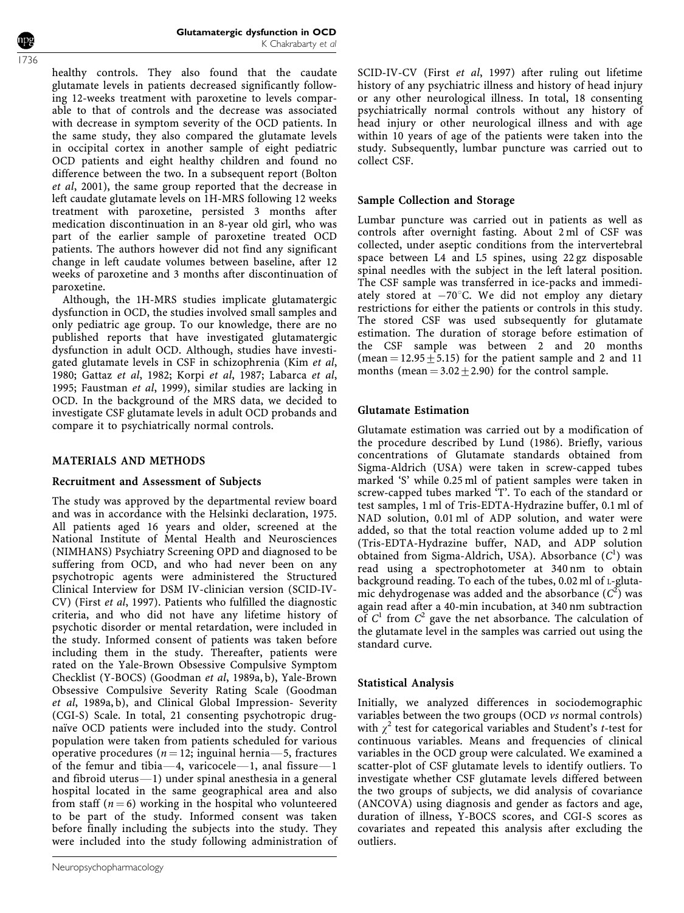healthy controls. They also found that the caudate glutamate levels in patients decreased significantly following 12-weeks treatment with paroxetine to levels comparable to that of controls and the decrease was associated with decrease in symptom severity of the OCD patients. In the same study, they also compared the glutamate levels in occipital cortex in another sample of eight pediatric OCD patients and eight healthy children and found no difference between the two. In a subsequent report (Bolton *et al*, 2001), the same group reported that the decrease in left caudate glutamate levels on 1H-MRS following 12 weeks treatment with paroxetine, persisted 3 months after medication discontinuation in an 8-year old girl, who was part of the earlier sample of paroxetine treated OCD patients. The authors however did not find any significant change in left caudate volumes between baseline, after 12 weeks of paroxetine and 3 months after discontinuation of paroxetine.

Although, the 1H-MRS studies implicate glutamatergic dysfunction in OCD, the studies involved small samples and only pediatric age group. To our knowledge, there are no published reports that have investigated glutamatergic dysfunction in adult OCD. Although, studies have investigated glutamate levels in CSF in schizophrenia (Kim *et al*, 1980; Gattaz *et al*, 1982; Korpi *et al*, 1987; Labarca *et al*, 1995; Faustman *et al*, 1999), similar studies are lacking in OCD. In the background of the MRS data, we decided to investigate CSF glutamate levels in adult OCD probands and compare it to psychiatrically normal controls.

## MATERIALS AND METHODS

### Recruitment and Assessment of Subjects

The study was approved by the departmental review board and was in accordance with the Helsinki declaration, 1975. All patients aged 16 years and older, screened at the National Institute of Mental Health and Neurosciences (NIMHANS) Psychiatry Screening OPD and diagnosed to be suffering from OCD, and who had never been on any psychotropic agents were administered the Structured Clinical Interview for DSM IV-clinician version (SCID-IV-CV) (First *et al*, 1997). Patients who fulfilled the diagnostic criteria, and who did not have any lifetime history of psychotic disorder or mental retardation, were included in the study. Informed consent of patients was taken before including them in the study. Thereafter, patients were rated on the Yale-Brown Obsessive Compulsive Symptom Checklist (Y-BOCS) (Goodman *et al*, 1989a, b), Yale-Brown Obsessive Compulsive Severity Rating Scale (Goodman *et al*, 1989a, b), and Clinical Global Impression- Severity (CGI-S) Scale. In total, 21 consenting psychotropic drug-naïve OCD patients were included into the study. Control population were taken from patients scheduled for various operative procedures ($n = 12$; inguinal hernia—5, fractures of the femur and tibia—4, varicocele—1, anal fissure—1 and fibroid uterus—1) under spinal anesthesia in a general hospital located in the same geographical area and also from staff ($n = 6$) working in the hospital who volunteered to be part of the study. Informed consent was taken before finally including the subjects into the study. They were included into the study following administration of SCID-IV-CV (First *et al*, 1997) after ruling out lifetime history of any psychiatric illness and history of head injury or any other neurological illness. In total, 18 consenting psychiatrically normal controls without any history of head injury or other neurological illness and with age within 10 years of age of the patients were taken into the study. Subsequently, lumbar puncture was carried out to collect CSF.

### Sample Collection and Storage

Lumbar puncture was carried out in patients as well as controls after overnight fasting. About 2 ml of CSF was collected, under aseptic conditions from the intervertebral space between L4 and L5 spines, using 22 gz disposable spinal needles with the subject in the left lateral position. The CSF sample was transferred in ice-packs and immediately stored at $-70^{\circ}$C. We did not employ any dietary restrictions for either the patients or controls in this study. The stored CSF was used subsequently for glutamate estimation. The duration of storage before estimation of the CSF sample was between 2 and 20 months (mean $= 12.95 \pm 5.15$) for the patient sample and 2 and 11 months (mean $= 3.02 \pm 2.90$) for the control sample.

### Glutamate Estimation

Glutamate estimation was carried out by a modification of the procedure described by Lund (1986). Briefly, various concentrations of Glutamate standards obtained from Sigma-Aldrich (USA) were taken in screw-capped tubes marked 'S' while 0.25 ml of patient samples were taken in screw-capped tubes marked 'T'. To each of the standard or test samples, 1 ml of Tris-EDTA-Hydrazine buffer, 0.1 ml of NAD solution, 0.01 ml of ADP solution, and water were added, so that the total reaction volume added up to 2 ml (Tris-EDTA-Hydrazine buffer, NAD, and ADP solution obtained from Sigma-Aldrich, USA). Absorbance ($C^1$) was read using a spectrophotometer at 340 nm to obtain background reading. To each of the tubes, 0.02 ml of L-glutamic dehydrogenase was added and the absorbance ($C^2$) was again read after a 40-min incubation, at 340 nm subtraction of $C^1$ from $C^2$ gave the net absorbance. The calculation of the glutamate level in the samples was carried out using the standard curve.

### Statistical Analysis

Initially, we analyzed differences in sociodemographic variables between the two groups (OCD *vs* normal controls) with $\chi^2$ test for categorical variables and Student's *t*-test for continuous variables. Means and frequencies of clinical variables in the OCD group were calculated. We examined a scatter-plot of CSF glutamate levels to identify outliers. To investigate whether CSF glutamate levels differed between the two groups of subjects, we did analysis of covariance (ANCOVA) using diagnosis and gender as factors and age, duration of illness, Y-BOCS scores, and CGI-S scores as covariates and repeated this analysis after excluding the outliers.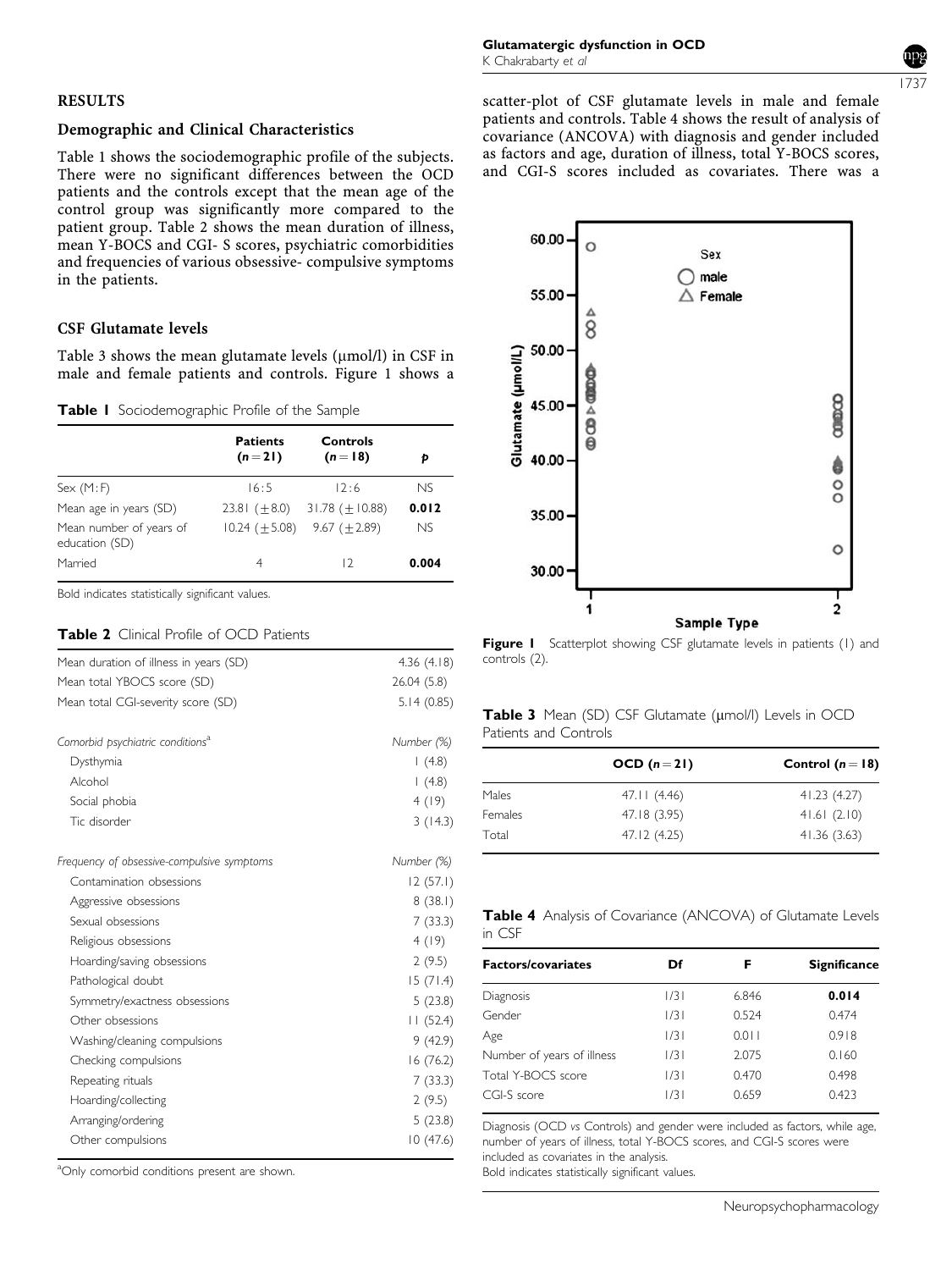## RESULTS

### Demographic and Clinical Characteristics

Table 1 shows the sociodemographic profile of the subjects. There were no significant differences between the age of the OCD patients and the controls except that the mean age of the control group was significantly more compared to the patient group. Table 2 shows the mean duration of illness, mean Y-BOCS and CGI- S scores, psychiatric comorbidities and frequencies of various obsessive- compulsive symptoms in the patients.

### CSF Glutamate levels

Table 3 shows the mean glutamate levels (μmol/l) in CSF in male and female patients and controls. Figure 1 shows a scatter-plot of CSF glutamate levels in male and female patients and controls. Table 4 shows the result of analysis of covariance (ANCOVA) with diagnosis and gender included as factors and age, duration of illness, total Y-BOCS scores, and CGI-S scores included as covariates. There was a

**Table 1** Sociodemographic Profile of the Sample

| | Patients ($n=21$) | Controls ($n=18$) | $p$ |
|---|---|---|---|
| Sex (M:F) | 16:5 | 12:6 | NS |
| Mean age in years (SD) | 23.81 (±8.0) | 31.78 (±10.88) | **0.012** |
| Mean number of years of education (SD) | 10.24 (±5.08) | 9.67 (±2.89) | NS |
| Married | 4 | 12 | **0.004** |

Bold indicates statistically significant values.

**Table 2** Clinical Profile of OCD Patients

| | |
|---|---|
| Mean duration of illness in years (SD) | 4.36 (4.18) |
| Mean total YBOCS score (SD) | 26.04 (5.8) |
| Mean total CGI-severity score (SD) | 5.14 (0.85) |
| *Comorbid psychiatric conditions*[a] | Number (%) |
| Dysthymia | 1 (4.8) |
| Alcohol | 1 (4.8) |
| Social phobia | 4 (19) |
| Tic disorder | 3 (14.3) |
| *Frequency of obsessive-compulsive symptoms* | Number (%) |
| Contamination obsessions | 12 (57.1) |
| Aggressive obsessions | 8 (38.1) |
| Sexual obsessions | 7 (33.3) |
| Religious obsessions | 4 (19) |
| Hoarding/saving obsessions | 2 (9.5) |
| Pathological doubt | 15 (71.4) |
| Symmetry/exactness obsessions | 5 (23.8) |
| Other obsessions | 11 (52.4) |
| Washing/cleaning compulsions | 9 (42.9) |
| Checking compulsions | 16 (76.2) |
| Repeating rituals | 7 (33.3) |
| Hoarding/collecting | 2 (9.5) |
| Arranging/ordering | 5 (23.8) |
| Other compulsions | 10 (47.6) |

[a]Only comorbid conditions present are shown.

**Figure 1** Scatterplot showing CSF glutamate levels in patients (1) and controls (2).

**Table 3** Mean (SD) CSF Glutamate (μmol/l) Levels in OCD Patients and Controls

| | OCD ($n=21$) | Control ($n=18$) |
|---|---|---|
| Males | 47.11 (4.46) | 41.23 (4.27) |
| Females | 47.18 (3.95) | 41.61 (2.10) |
| Total | 47.12 (4.25) | 41.36 (3.63) |

**Table 4** Analysis of Covariance (ANCOVA) of Glutamate Levels in CSF

| Factors/covariates | Df | F | Significance |
|---|---|---|---|
| Diagnosis | 1/31 | 6.846 | **0.014** |
| Gender | 1/31 | 0.524 | 0.474 |
| Age | 1/31 | 0.011 | 0.918 |
| Number of years of illness | 1/31 | 2.075 | 0.160 |
| Total Y-BOCS score | 1/31 | 0.470 | 0.498 |
| CGI-S score | 1/31 | 0.659 | 0.423 |

Diagnosis (OCD *vs* Controls) and gender were included as factors, while age, number of years of illness, total Y-BOCS scores, and CGI-S scores were included as covariates in the analysis.
Bold indicates statistically significant values.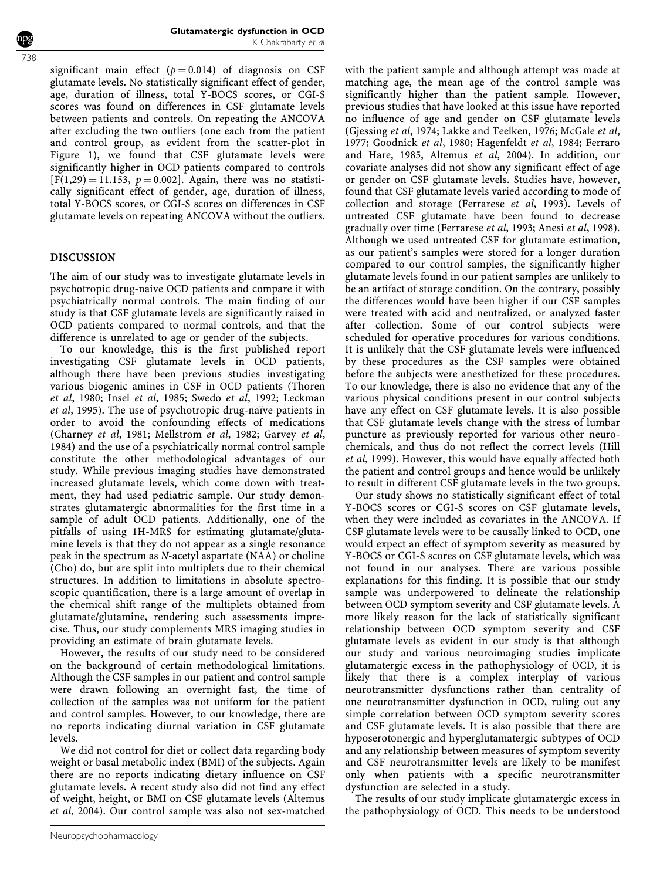significant main effect ($p = 0.014$) of diagnosis on CSF glutamate levels. No statistically significant effect of gender, age, duration of illness, total Y-BOCS scores, or CGI-S scores was found on differences in CSF glutamate levels between patients and controls. On repeating the ANCOVA after excluding the two outliers (one each from the patient and control group, as evident from the scatter-plot in Figure 1), we found that CSF glutamate levels were significantly higher in OCD patients compared to controls [$F(1,29) = 11.153$, $p = 0.002$]. Again, there was no statistically significant effect of gender, age, duration of illness, total Y-BOCS scores, or CGI-S scores on differences in CSF glutamate levels on repeating ANCOVA without the outliers.

## DISCUSSION

The aim of our study was to investigate glutamate levels in psychotropic drug-naive OCD patients and compare it with psychiatrically normal controls. The main finding of our study is that CSF glutamate levels are significantly raised in OCD patients compared to normal controls, and that the difference is unrelated to age or gender of the subjects.

To our knowledge, this is the first published report investigating CSF glutamate levels in OCD patients, although there have been previous studies investigating various biogenic amines in CSF in OCD patients (Thoren *et al*, 1980; Insel *et al*, 1985; Swedo *et al*, 1992; Leckman *et al*, 1995). The use of psychotropic drug-naïve patients in order to avoid the confounding effects of medications (Charney *et al*, 1981; Mellstrom *et al*, 1982; Garvey *et al*, 1984) and the use of a psychiatrically normal control sample constitute the other methodological advantages of our study. While previous imaging studies have demonstrated increased glutamate levels, which come down with treatment, they had used pediatric sample. Our study demonstrates glutamatergic abnormalities for the first time in a sample of adult OCD patients. Additionally, one of the pitfalls of using 1H-MRS for estimating glutamate/glutamine levels is that they do not appear as a single resonance peak in the spectrum as *N*-acetyl aspartate (NAA) or choline (Cho) do, but are split into multiplets due to their chemical structures. In addition to limitations in absolute spectroscopic quantification, there is a large amount of overlap in the chemical shift range of the multiplets obtained from glutamate/glutamine, rendering such assessments imprecise. Thus, our study complements MRS imaging studies in providing an estimate of brain glutamate levels.

However, the results of our study need to be considered on the background of certain methodological limitations. Although the CSF samples in our patient and control sample were drawn following an overnight fast, the time of collection of the samples was not uniform for the patient and control samples. However, to our knowledge, there are no reports indicating diurnal variation in CSF glutamate levels.

We did not control for diet or collect data regarding body weight or basal metabolic index (BMI) of the subjects. Again there are no reports indicating dietary influence on CSF glutamate levels. A recent study also did not find any effect of weight, height, or BMI on CSF glutamate levels (Altemus *et al*, 2004). Our control sample was also not sex-matched with the patient sample and although attempt was made at matching age, the mean age of the control sample was significantly higher than the patient sample. However, previous studies that have looked at this issue have reported no influence of age and gender on CSF glutamate levels (Gjessing *et al*, 1974; Lakke and Teelken, 1976; McGale *et al*, 1977; Goodnick *et al*, 1980; Hagenfeldt *et al*, 1984; Ferraro and Hare, 1985, Altemus *et al*, 2004). In addition, our covariate analyses did not show any significant effect of age or gender on CSF glutamate levels. Studies have, however, found that CSF glutamate levels varied according to mode of collection and storage (Ferrarese *et al*, 1993). Levels of untreated CSF glutamate have been found to decrease gradually over time (Ferrarese *et al*, 1993; Anesi *et al*, 1998). Although we used untreated CSF for glutamate estimation, as our patient's samples were stored for a longer duration compared to our control samples, the significantly higher glutamate levels found in our patient samples are unlikely to be an artifact of storage condition. On the contrary, possibly the differences would have been higher if our CSF samples were treated with acid and neutralized, or analyzed faster after collection. Some of our control subjects were scheduled for operative procedures for various conditions. It is unlikely that the CSF glutamate levels were influenced by these procedures as the CSF samples were obtained before the subjects were anesthetized for these procedures. To our knowledge, there is also no evidence that any of the various physical conditions present in our control subjects have any effect on CSF glutamate levels. It is also possible that CSF glutamate levels change with the stress of lumbar puncture as previously reported for various other neurochemicals, and thus do not reflect the correct levels (Hill *et al*, 1999). However, this would have equally affected both the patient and control groups and hence would be unlikely to result in different CSF glutamate levels in the two groups.

Our study shows no statistically significant effect of total Y-BOCS scores or CGI-S scores on CSF glutamate levels, when they were included as covariates in the ANCOVA. If CSF glutamate levels were to be causally linked to OCD, one would expect an effect of symptom severity as measured by Y-BOCS or CGI-S scores on CSF glutamate levels, which was not found in our analyses. There are various possible explanations for this finding. It is possible that our study sample was underpowered to delineate the relationship between OCD symptom severity and CSF glutamate levels. A more likely reason for the lack of statistically significant relationship between OCD symptom severity and CSF glutamate levels as evident in our study is that although our study and various neuroimaging studies implicate glutamatergic excess in the pathophysiology of OCD, it is likely that there is a complex interplay of various neurotransmitter dysfunctions rather than centrality of one neurotransmitter dysfunction in OCD, ruling out any simple correlation between OCD symptom severity scores and CSF glutamate levels. It is also possible that there are hyposerotonergic and hyperglutamatergic subtypes of OCD and any relationship between measures of symptom severity and CSF neurotransmitter levels are likely to be manifest only when patients with a specific neurotransmitter dysfunction are selected in a study.

The results of our study implicate glutamatergic excess in the pathophysiology of OCD. This needs to be understood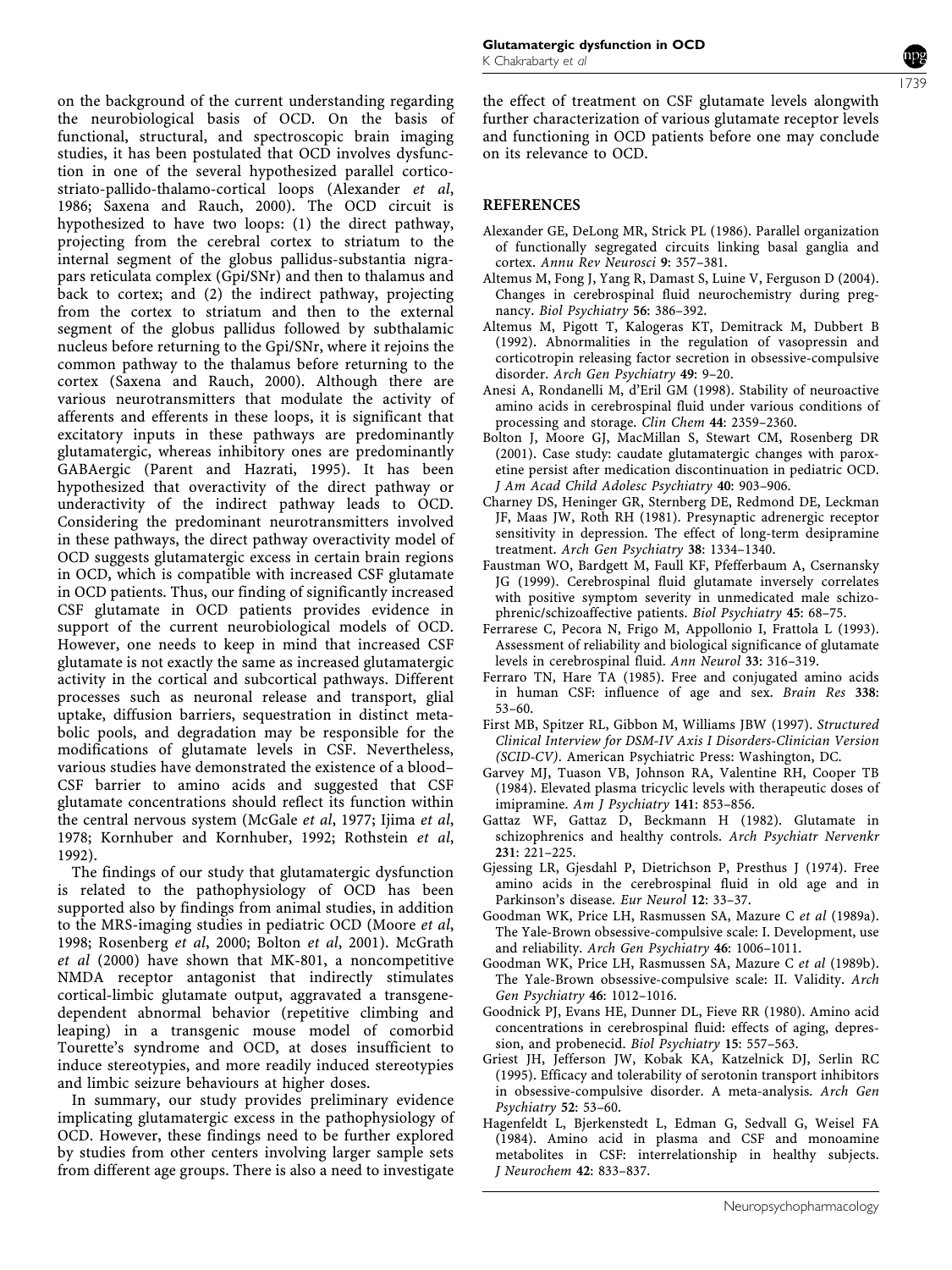on the background of the current understanding regarding the neurobiological basis of OCD. On the basis of functional, structural, and spectroscopic brain imaging studies, it has been postulated that OCD involves dysfunction in one of the several hypothesized parallel cortico-striato-pallido-thalamo-cortical loops (Alexander *et al*, 1986; Saxena and Rauch, 2000). The OCD circuit is hypothesized to have two loops: (1) the direct pathway, projecting from the cerebral cortex to striatum to the internal segment of the globus pallidus-substantia nigra-pars reticulata complex (Gpi/SNr) and then to thalamus and back to cortex; and (2) the indirect pathway, projecting from the cortex to striatum and then to the external segment of the globus pallidus followed by subthalamic nucleus before returning to the Gpi/SNr, where it rejoins the common pathway to the thalamus before returning to the cortex (Saxena and Rauch, 2000). Although there are various neurotransmitters that modulate the activity of afferents and efferents in these loops, it is significant that excitatory inputs in these pathways are predominantly glutamatergic, whereas inhibitory ones are predominantly GABAergic (Parent and Hazrati, 1995). It has been hypothesized that overactivity of the direct pathway or underactivity of the indirect pathway leads to OCD. Considering the predominant neurotransmitters involved in these pathways, the direct pathway overactivity model of OCD suggests glutamatergic excess in certain brain regions in OCD, which is compatible with increased CSF glutamate in OCD patients. Thus, our finding of significantly increased CSF glutamate in OCD patients provides evidence in support of the current neurobiological models of OCD. However, one needs to keep in mind that increased CSF glutamate is not exactly the same as increased glutamatergic activity in the cortical and subcortical pathways. Different processes such as neuronal release and transport, glial uptake, diffusion barriers, sequestration in distinct metabolic pools, and degradation may be responsible for the modifications of glutamate levels in CSF. Nevertheless, various studies have demonstrated the existence of a blood–CSF barrier to amino acids and suggested that CSF glutamate concentrations should reflect its function within the central nervous system (McGale *et al*, 1977; Ijima *et al*, 1978; Kornhuber and Kornhuber, 1992; Rothstein *et al*, 1992).

The findings of our study that glutamatergic dysfunction is related to the pathophysiology of OCD has been supported also by findings from animal studies, in addition to the MRS-imaging studies in pediatric OCD (Moore *et al*, 1998; Rosenberg *et al*, 2000; Bolton *et al*, 2001). McGrath *et al* (2000) have shown that MK-801, a noncompetitive NMDA receptor antagonist that indirectly stimulates cortical-limbic glutamate output, aggravated a transgene-dependent abnormal behavior (repetitive climbing and leaping) in a transgenic mouse model of comorbid Tourette's syndrome and OCD, at doses insufficient to induce stereotypies, and more readily induced stereotypies and limbic seizure behaviours at higher doses.

In summary, our study provides preliminary evidence implicating glutamatergic excess in the pathophysiology of OCD. However, these findings need to be further explored by studies from other centers involving larger sample sets from different age groups. There is also a need to investigate the effect of treatment on CSF glutamate levels alongwith further characterization of various glutamate receptor levels and functioning in OCD patients before one may conclude on its relevance to OCD.

## REFERENCES

Alexander GE, DeLong MR, Strick PL (1986). Parallel organization of functionally segregated circuits linking basal ganglia and cortex. *Annu Rev Neurosci* **9**: 357–381.

Altemus M, Fong J, Yang R, Damast S, Luine V, Ferguson D (2004). Changes in cerebrospinal fluid neurochemistry during pregnancy. *Biol Psychiatry* **56**: 386–392.

Altemus M, Pigott T, Kalogeras KT, Demitrack M, Dubbert B (1992). Abnormalities in the regulation of vasopressin and corticotropin releasing factor secretion in obsessive-compulsive disorder. *Arch Gen Psychiatry* **49**: 9–20.

Anesi A, Rondanelli M, d'Eril GM (1998). Stability of neuroactive amino acids in cerebrospinal fluid under various conditions of processing and storage. *Clin Chem* **44**: 2359–2360.

Bolton J, Moore GJ, MacMillan S, Stewart CM, Rosenberg DR (2001). Case study: caudate glutamatergic changes with paroxetine persist after medication discontinuation in pediatric OCD. *J Am Acad Child Adolesc Psychiatry* **40**: 903–906.

Charney DS, Heninger GR, Sternberg DE, Redmond DE, Leckman JF, Maas JW, Roth RH (1981). Presynaptic adrenergic receptor sensitivity in depression. The effect of long-term desipramine treatment. *Arch Gen Psychiatry* **38**: 1334–1340.

Faustman WO, Bardgett M, Faull KF, Pfefferbaum A, Csernansky JG (1999). Cerebrospinal fluid glutamate inversely correlates with positive symptom severity in unmedicated male schizophrenic/schizoaffective patients. *Biol Psychiatry* **45**: 68–75.

Ferrarese C, Pecora N, Frigo M, Appollonio I, Frattola L (1993). Assessment of reliability and biological significance of glutamate levels in cerebrospinal fluid. *Ann Neurol* **33**: 316–319.

Ferraro TN, Hare TA (1985). Free and conjugated amino acids in human CSF: influence of age and sex. *Brain Res* **338**: 53–60.

First MB, Spitzer RL, Gibbon M, Williams JBW (1997). *Structured Clinical Interview for DSM-IV Axis I Disorders-Clinician Version (SCID-CV)*. American Psychiatric Press: Washington, DC.

Garvey MJ, Tuason VB, Johnson RA, Valentine RH, Cooper TB (1984). Elevated plasma tricyclic levels with therapeutic doses of imipramine. *Am J Psychiatry* **141**: 853–856.

Gattaz WF, Gattaz D, Beckmann H (1982). Glutamate in schizophrenics and healthy controls. *Arch Psychiatr Nervenkr* **231**: 221–225.

Gjessing LR, Gjesdahl P, Dietrichson P, Presthus J (1974). Free amino acids in the cerebrospinal fluid in old age and in Parkinson's disease. *Eur Neurol* **12**: 33–37.

Goodman WK, Price LH, Rasmussen SA, Mazure C *et al* (1989a). The Yale-Brown obsessive-compulsive scale: I. Development, use and reliability. *Arch Gen Psychiatry* **46**: 1006–1011.

Goodman WK, Price LH, Rasmussen SA, Mazure C *et al* (1989b). The Yale-Brown obsessive-compulsive scale: II. Validity. *Arch Gen Psychiatry* **46**: 1012–1016.

Goodnick PJ, Evans HE, Dunner DL, Fieve RR (1980). Amino acid concentrations in cerebrospinal fluid: effects of aging, depression, and probenecid. *Biol Psychiatry* **15**: 557–563.

Griest JH, Jefferson JW, Kobak KA, Katzelnick DJ, Serlin RC (1995). Efficacy and tolerability of serotonin transport inhibitors in obsessive-compulsive disorder. A meta-analysis. *Arch Gen Psychiatry* **52**: 53–60.

Hagenfeldt L, Bjerkenstedt L, Edman G, Sedvall G, Weisel FA (1984). Amino acid in plasma and CSF and monoamine metabolites in CSF: interrelationship in healthy subjects. *J Neurochem* **42**: 833–837.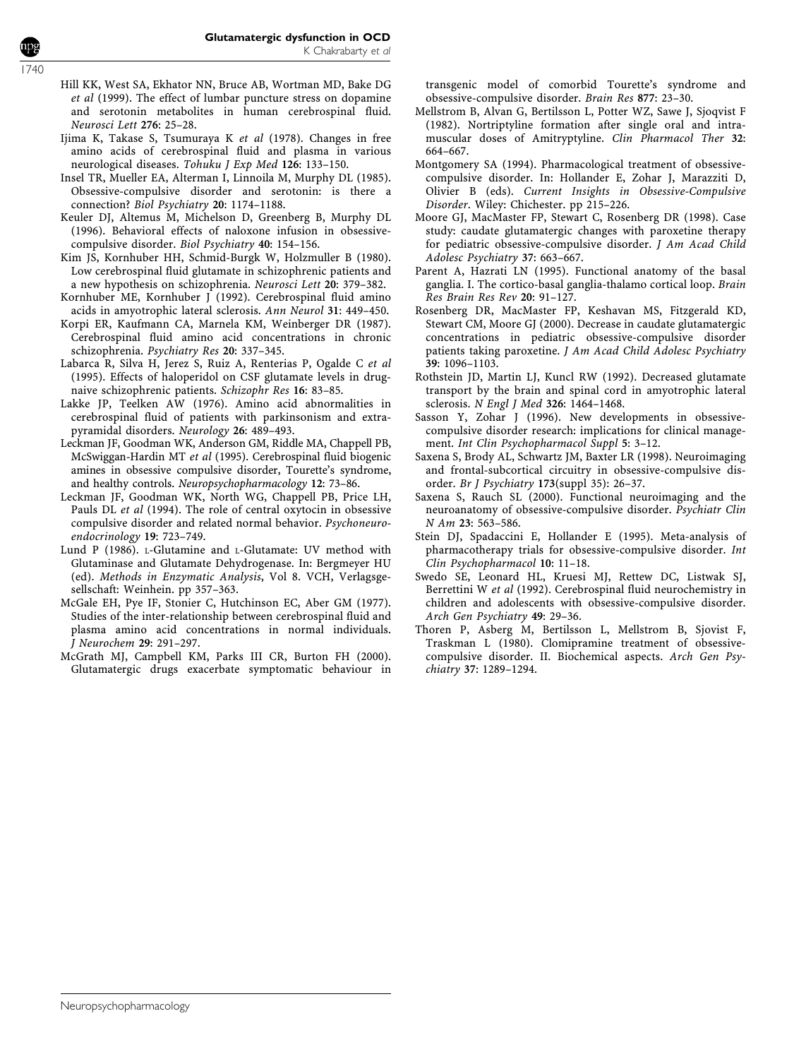Hill KK, West SA, Ekhator NN, Bruce AB, Wortman MD, Bake DG *et al* (1999). The effect of lumbar puncture stress on dopamine and serotonin metabolites in human cerebrospinal fluid. *Neurosci Lett* **276**: 25–28.

Ijima K, Takase S, Tsumuraya K *et al* (1978). Changes in free amino acids of cerebrospinal fluid and plasma in various neurological diseases. *Tohuku J Exp Med* **126**: 133–150.

Insel TR, Mueller EA, Alterman I, Linnoila M, Murphy DL (1985). Obsessive-compulsive disorder and serotonin: is there a connection? *Biol Psychiatry* **20**: 1174–1188.

Keuler DJ, Altemus M, Michelson D, Greenberg B, Murphy DL (1996). Behavioral effects of naloxone infusion in obsessive-compulsive disorder. *Biol Psychiatry* **40**: 154–156.

Kim JS, Kornhuber HH, Schmid-Burgk W, Holzmuller B (1980). Low cerebrospinal fluid glutamate in schizophrenic patients and a new hypothesis on schizophrenia. *Neurosci Lett* **20**: 379–382.

Kornhuber ME, Kornhuber J (1992). Cerebrospinal fluid amino acids in amyotrophic lateral sclerosis. *Ann Neurol* **31**: 449–450.

Korpi ER, Kaufmann CA, Marnela KM, Weinberger DR (1987). Cerebrospinal fluid amino acid concentrations in chronic schizophrenia. *Psychiatry Res* **20**: 337–345.

Labarca R, Silva H, Jerez S, Ruiz A, Renterias P, Ogalde C *et al* (1995). Effects of haloperidol on CSF glutamate levels in drug-naive schizophrenic patients. *Schizophr Res* **16**: 83–85.

Lakke JP, Teelken AW (1976). Amino acid abnormalities in cerebrospinal fluid of patients with parkinsonism and extra-pyramidal disorders. *Neurology* **26**: 489–493.

Leckman JF, Goodman WK, Anderson GM, Riddle MA, Chappell PB, McSwiggan-Hardin MT *et al* (1995). Cerebrospinal fluid biogenic amines in obsessive compulsive disorder, Tourette's syndrome, and healthy controls. *Neuropsychopharmacology* **12**: 73–86.

Leckman JF, Goodman WK, North WG, Chappell PB, Price LH, Pauls DL *et al* (1994). The role of central oxytocin in obsessive compulsive disorder and related normal behavior. *Psychoneuroendocrinology* **19**: 723–749.

Lund P (1986). L-Glutamine and L-Glutamate: UV method with Glutaminase and Glutamate Dehydrogenase. In: Bergmeyer HU (ed). *Methods in Enzymatic Analysis*, Vol 8. VCH, Verlagsgesellschaft: Weinhein. pp 357–363.

McGale EH, Pye IF, Stonier C, Hutchinson EC, Aber GM (1977). Studies of the inter-relationship between cerebrospinal fluid and plasma amino acid concentrations in normal individuals. *J Neurochem* **29**: 291–297.

McGrath MJ, Campbell KM, Parks III CR, Burton FH (2000). Glutamatergic drugs exacerbate symptomatic behaviour in transgenic model of comorbid Tourette's syndrome and obsessive-compulsive disorder. *Brain Res* **877**: 23–30.

Mellstrom B, Alvan G, Bertilsson L, Potter WZ, Sawe J, Sjoqvist F (1982). Nortriptyline formation after single oral and intramuscular doses of Amitryptyline. *Clin Pharmacol Ther* **32**: 664–667.

Montgomery SA (1994). Pharmacological treatment of obsessive-compulsive disorder. In: Hollander E, Zohar J, Marazziti D, Olivier B (eds). *Current Insights in Obsessive-Compulsive Disorder*. Wiley: Chichester. pp 215–226.

Moore GJ, MacMaster FP, Stewart C, Rosenberg DR (1998). Case study: caudate glutamatergic changes with paroxetine therapy for pediatric obsessive-compulsive disorder. *J Am Acad Child Adolesc Psychiatry* **37**: 663–667.

Parent A, Hazrati LN (1995). Functional anatomy of the basal ganglia. I. The cortico-basal ganglia-thalamo cortical loop. *Brain Res Brain Res Rev* **20**: 91–127.

Rosenberg DR, MacMaster FP, Keshavan MS, Fitzgerald KD, Stewart CM, Moore GJ (2000). Decrease in caudate glutamatergic concentrations in pediatric obsessive-compulsive disorder patients taking paroxetine. *J Am Acad Child Adolesc Psychiatry* **39**: 1096–1103.

Rothstein JD, Martin LJ, Kuncl RW (1992). Decreased glutamate transport by the brain and spinal cord in amyotrophic lateral sclerosis. *N Engl J Med* **326**: 1464–1468.

Sasson Y, Zohar J (1996). New developments in obsessive-compulsive disorder research: implications for clinical management. *Int Clin Psychopharmacol Suppl* **5**: 3–12.

Saxena S, Brody AL, Schwartz JM, Baxter LR (1998). Neuroimaging and frontal-subcortical circuitry in obsessive-compulsive disorder. *Br J Psychiatry* **173**(suppl 35): 26–37.

Saxena S, Rauch SL (2000). Functional neuroimaging and the neuroanatomy of obsessive-compulsive disorder. *Psychiatr Clin N Am* **23**: 563–586.

Stein DJ, Spadaccini E, Hollander E (1995). Meta-analysis of pharmacotherapy trials for obsessive-compulsive disorder. *Int Clin Psychopharmacol* **10**: 11–18.

Swedo SE, Leonard HL, Kruesi MJ, Rettew DC, Listwak SJ, Berrettini W *et al* (1992). Cerebrospinal fluid neurochemistry in children and adolescents with obsessive-compulsive disorder. *Arch Gen Psychiatry* **49**: 29–36.

Thoren P, Asberg M, Bertilsson L, Mellstrom B, Sjovist F, Traskman L (1980). Clomipramine treatment of obsessive-compulsive disorder. II. Biochemical aspects. *Arch Gen Psychiatry* **37**: 1289–1294.